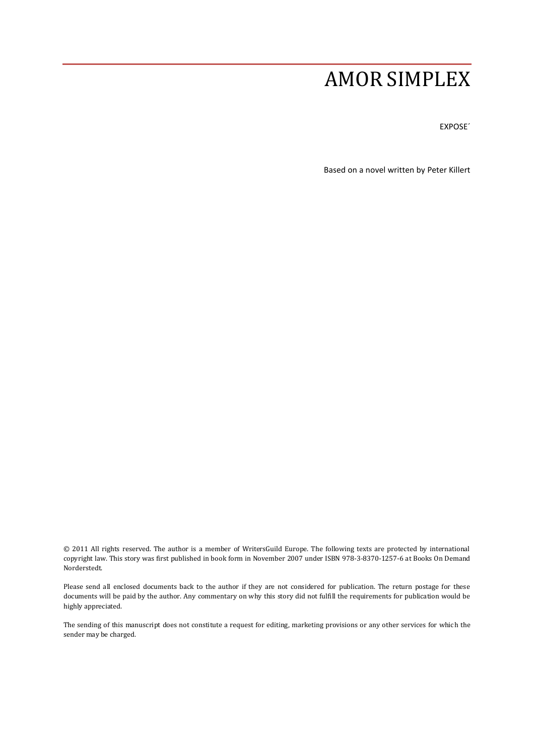# AMOR SIMPLEX

EXPOSE´

Based on a novel written by Peter Killert

© 2011 All rights reserved. The author is a member of WritersGuild Europe. The following texts are protected by international copyright law. This story was first published in book form in November 2007 under ISBN 978-3-8370-1257-6 at Books On Demand Norderstedt.

Please send all enclosed documents back to the author if they are not considered for publication. The return postage for these documents will be paid by the author. Any commentary on why this story did not fulfill the requirements for publication would be highly appreciated.

The sending of this manuscript does not constitute a request for editing, marketing provisions or any other services for which the sender may be charged.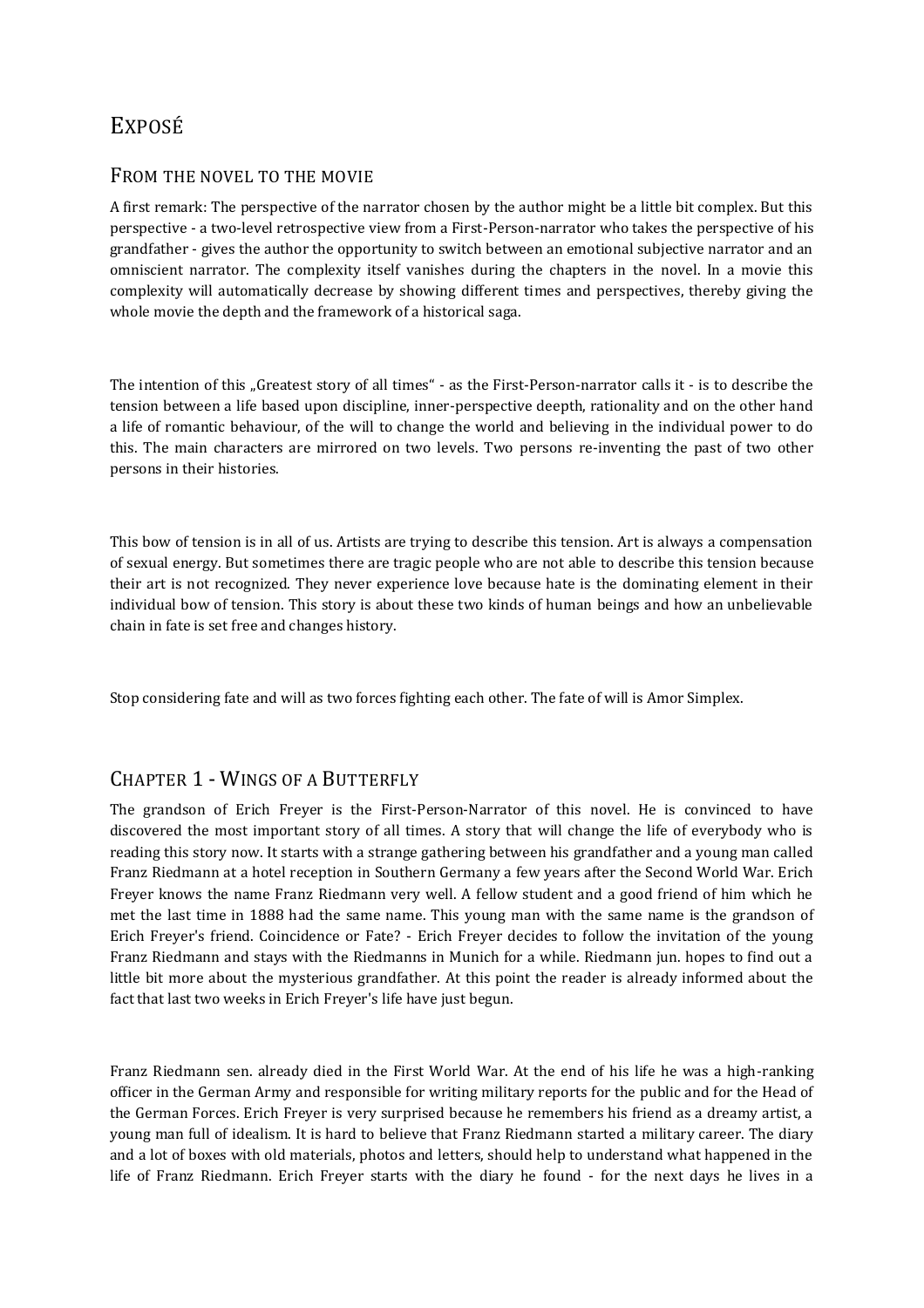# EXPOSÉ

## FROM THE NOVEL TO THE MOVIE

A first remark: The perspective of the narrator chosen by the author might be a little bit complex. But this perspective - a two-level retrospective view from a First-Person-narrator who takes the perspective of his grandfather - gives the author the opportunity to switch between an emotional subjective narrator and an omniscient narrator. The complexity itself vanishes during the chapters in the novel. In a movie this complexity will automatically decrease by showing different times and perspectives, thereby giving the whole movie the depth and the framework of a historical saga.

The intention of this „Greatest story of all times" - as the First-Person-narrator calls it - is to describe the tension between a life based upon discipline, inner-perspective deepth, rationality and on the other hand a life of romantic behaviour, of the will to change the world and believing in the individual power to do this. The main characters are mirrored on two levels. Two persons re-inventing the past of two other persons in their histories.

This bow of tension is in all of us. Artists are trying to describe this tension. Art is always a compensation of sexual energy. But sometimes there are tragic people who are not able to describe this tension because their art is not recognized. They never experience love because hate is the dominating element in their individual bow of tension. This story is about these two kinds of human beings and how an unbelievable chain in fate is set free and changes history.

Stop considering fate and will as two forces fighting each other. The fate of will is Amor Simplex.

## CHAPTER 1 - WINGS OF A BUTTERFLY

The grandson of Erich Freyer is the First-Person-Narrator of this novel. He is convinced to have discovered the most important story of all times. A story that will change the life of everybody who is reading this story now. It starts with a strange gathering between his grandfather and a young man called Franz Riedmann at a hotel reception in Southern Germany a few years after the Second World War. Erich Freyer knows the name Franz Riedmann very well. A fellow student and a good friend of him which he met the last time in 1888 had the same name. This young man with the same name is the grandson of Erich Freyer's friend. Coincidence or Fate? - Erich Freyer decides to follow the invitation of the young Franz Riedmann and stays with the Riedmanns in Munich for a while. Riedmann jun. hopes to find out a little bit more about the mysterious grandfather. At this point the reader is already informed about the fact that last two weeks in Erich Freyer's life have just begun.

Franz Riedmann sen. already died in the First World War. At the end of his life he was a high-ranking officer in the German Army and responsible for writing military reports for the public and for the Head of the German Forces. Erich Freyer is very surprised because he remembers his friend as a dreamy artist, a young man full of idealism. It is hard to believe that Franz Riedmann started a military career. The diary and a lot of boxes with old materials, photos and letters, should help to understand what happened in the life of Franz Riedmann. Erich Freyer starts with the diary he found - for the next days he lives in a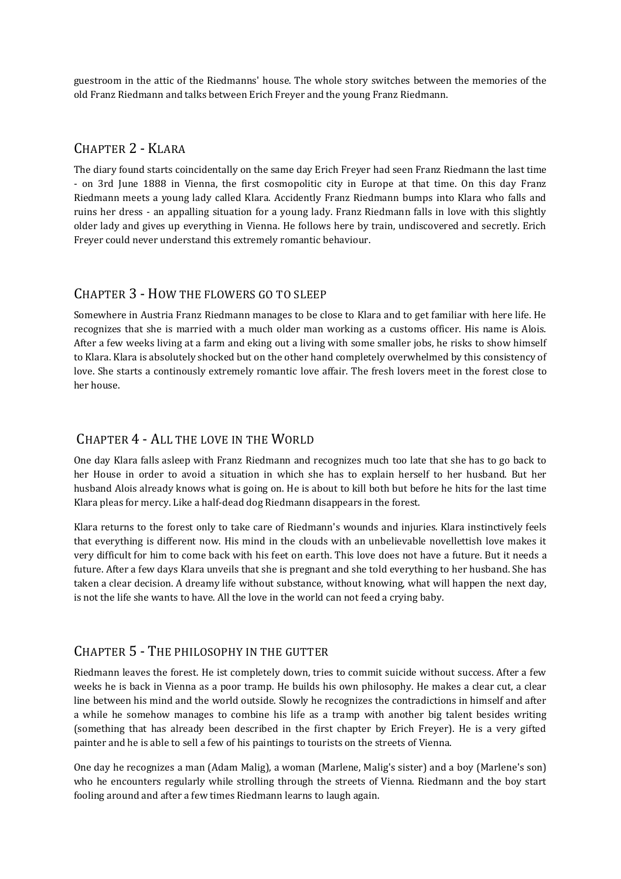guestroom in the attic of the Riedmanns' house. The whole story switches between the memories of the old Franz Riedmann and talks between Erich Freyer and the young Franz Riedmann.

## CHAPTER 2 - KLARA

The diary found starts coincidentally on the same day Erich Freyer had seen Franz Riedmann the last time - on 3rd June 1888 in Vienna, the first cosmopolitic city in Europe at that time. On this day Franz Riedmann meets a young lady called Klara. Accidently Franz Riedmann bumps into Klara who falls and ruins her dress - an appalling situation for a young lady. Franz Riedmann falls in love with this slightly older lady and gives up everything in Vienna. He follows here by train, undiscovered and secretly. Erich Freyer could never understand this extremely romantic behaviour.

## CHAPTER 3 - HOW THE FLOWERS GO TO SLEEP

Somewhere in Austria Franz Riedmann manages to be close to Klara and to get familiar with here life. He recognizes that she is married with a much older man working as a customs officer. His name is Alois. After a few weeks living at a farm and eking out a living with some smaller jobs, he risks to show himself to Klara. Klara is absolutely shocked but on the other hand completely overwhelmed by this consistency of love. She starts a continously extremely romantic love affair. The fresh lovers meet in the forest close to her house.

## CHAPTER 4 - ALL THE LOVE IN THE WORLD

One day Klara falls asleep with Franz Riedmann and recognizes much too late that she has to go back to her House in order to avoid a situation in which she has to explain herself to her husband. But her husband Alois already knows what is going on. He is about to kill both but before he hits for the last time Klara pleas for mercy. Like a half-dead dog Riedmann disappears in the forest.

Klara returns to the forest only to take care of Riedmann's wounds and injuries. Klara instinctively feels that everything is different now. His mind in the clouds with an unbelievable novellettish love makes it very difficult for him to come back with his feet on earth. This love does not have a future. But it needs a future. After a few days Klara unveils that she is pregnant and she told everything to her husband. She has taken a clear decision. A dreamy life without substance, without knowing, what will happen the next day, is not the life she wants to have. All the love in the world can not feed a crying baby.

## CHAPTER 5 - THE PHILOSOPHY IN THE GUTTER

Riedmann leaves the forest. He ist completely down, tries to commit suicide without success. After a few weeks he is back in Vienna as a poor tramp. He builds his own philosophy. He makes a clear cut, a clear line between his mind and the world outside. Slowly he recognizes the contradictions in himself and after a while he somehow manages to combine his life as a tramp with another big talent besides writing (something that has already been described in the first chapter by Erich Freyer). He is a very gifted painter and he is able to sell a few of his paintings to tourists on the streets of Vienna.

One day he recognizes a man (Adam Malig), a woman (Marlene, Malig's sister) and a boy (Marlene's son) who he encounters regularly while strolling through the streets of Vienna. Riedmann and the boy start fooling around and after a few times Riedmann learns to laugh again.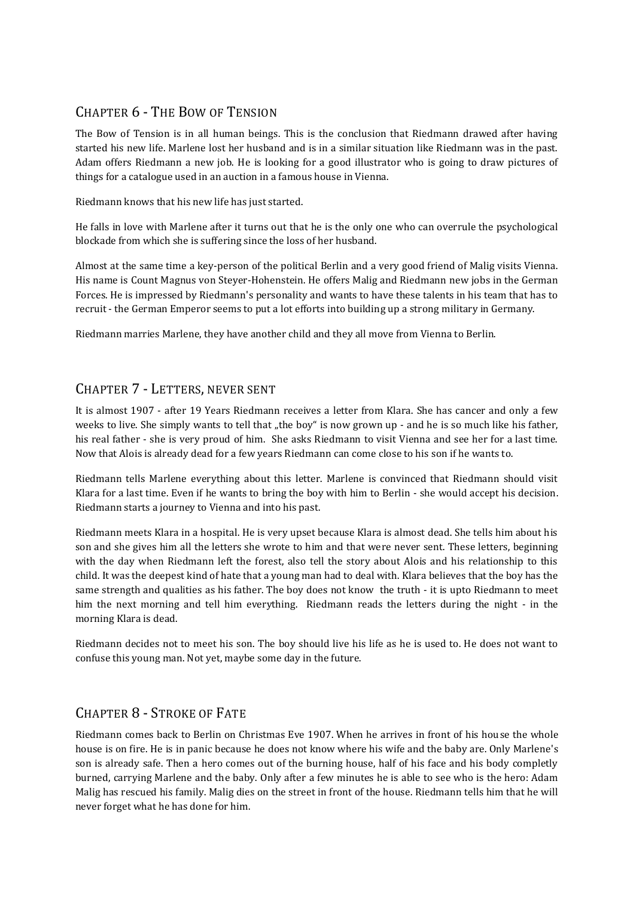## Chapter 6 - The Bow of Tension

The Bow of Tension is in all human beings. This is the conclusion that Riedmann drawed after having started his new life. Marlene lost her husband and is in a similar situation like Riedmann was in the past. Adam offers Riedmann a new job. He is looking for a good illustrator who is going to draw pictures of things for a catalogue used in an auction in a famous house in Vienna.

Riedmann knows that his new life has just started.

He falls in love with Marlene after it turns out that he is the only one who can overrule the psychological blockade from which she is suffering since the loss of her husband.

Almost at the same time a key-person of the political Berlin and a very good friend of Malig visits Vienna. His name is Count Magnus von Steyer-Hohenstein. He offers Malig and Riedmann new jobs in the German Forces. He is impressed by Riedmann's personality and wants to have these talents in his team that has to recruit - the German Emperor seems to put a lot efforts into building up a strong military in Germany.

Riedmann marries Marlene, they have another child and they all move from Vienna to Berlin.

## Chapter 7 - Letters, never sent

It is almost 1907 - after 19 Years Riedmann receives a letter from Klara. She has cancer and only a few weeks to live. She simply wants to tell that „the boy" is now grown up - and he is so much like his father, his real father - she is very proud of him. She asks Riedmann to visit Vienna and see her for a last time. Now that Alois is already dead for a few years Riedmann can come close to his son if he wants to.

Riedmann tells Marlene everything about this letter. Marlene is convinced that Riedmann should visit Klara for a last time. Even if he wants to bring the boy with him to Berlin - she would accept his decision. Riedmann starts a journey to Vienna and into his past.

Riedmann meets Klara in a hospital. He is very upset because Klara is almost dead. She tells him about his son and she gives him all the letters she wrote to him and that were never sent. These letters, beginning with the day when Riedmann left the forest, also tell the story about Alois and his relationship to this child. It was the deepest kind of hate that a young man had to deal with. Klara believes that the boy has the same strength and qualities as his father. The boy does not know the truth - it is upto Riedmann to meet him the next morning and tell him everything. Riedmann reads the letters during the night - in the morning Klara is dead.

Riedmann decides not to meet his son. The boy should live his life as he is used to. He does not want to confuse this young man. Not yet, maybe some day in the future.

## Chapter 8 - Stroke of Fate

Riedmann comes back to Berlin on Christmas Eve 1907. When he arrives in front of his house the whole house is on fire. He is in panic because he does not know where his wife and the baby are. Only Marlene's son is already safe. Then a hero comes out of the burning house, half of his face and his body completly burned, carrying Marlene and the baby. Only after a few minutes he is able to see who is the hero: Adam Malig has rescued his family. Malig dies on the street in front of the house. Riedmann tells him that he will never forget what he has done for him.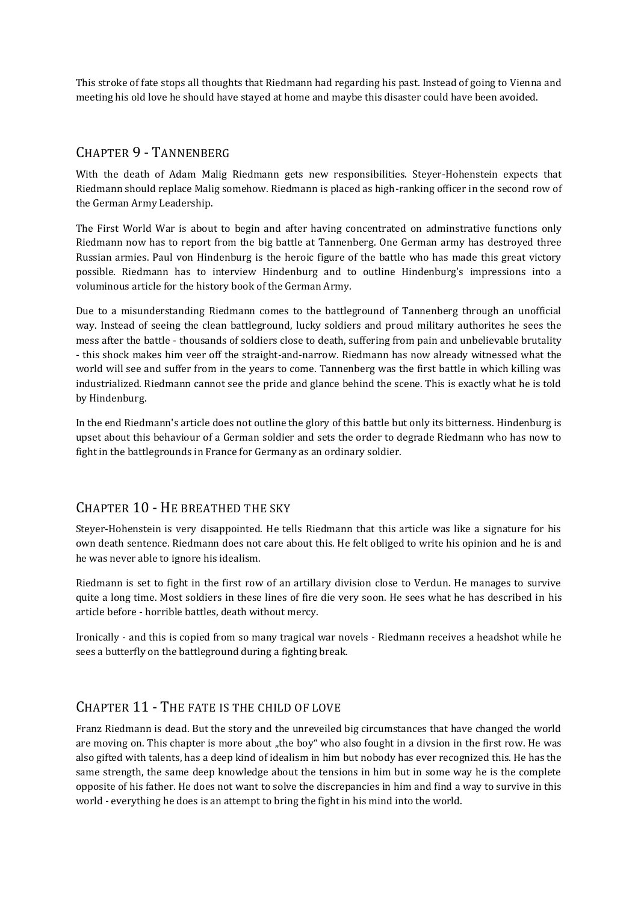This stroke of fate stops all thoughts that Riedmann had regarding his past. Instead of going to Vienna and meeting his old love he should have stayed at home and maybe this disaster could have been avoided.

## Chapter 9 - Tannenberg

With the death of Adam Malig Riedmann gets new responsibilities. Steyer-Hohenstein expects that Riedmann should replace Malig somehow. Riedmann is placed as high-ranking officer in the second row of the German Army Leadership.

The First World War is about to begin and after having concentrated on adminstrative functions only Riedmann now has to report from the big battle at Tannenberg. One German army has destroyed three Russian armies. Paul von Hindenburg is the heroic figure of the battle who has made this great victory possible. Riedmann has to interview Hindenburg and to outline Hindenburg's impressions into a voluminous article for the history book of the German Army.

Due to a misunderstanding Riedmann comes to the battleground of Tannenberg through an unofficial way. Instead of seeing the clean battleground, lucky soldiers and proud military authorites he sees the mess after the battle - thousands of soldiers close to death, suffering from pain and unbelievable brutality - this shock makes him veer off the straight-and-narrow. Riedmann has now already witnessed what the world will see and suffer from in the years to come. Tannenberg was the first battle in which killing was industrialized. Riedmann cannot see the pride and glance behind the scene. This is exactly what he is told by Hindenburg.

In the end Riedmann's article does not outline the glory of this battle but only its bitterness. Hindenburg is upset about this behaviour of a German soldier and sets the order to degrade Riedmann who has now to fight in the battlegrounds in France for Germany as an ordinary soldier.

## Chapter 10 - He breathed the sky

Steyer-Hohenstein is very disappointed. He tells Riedmann that this article was like a signature for his own death sentence. Riedmann does not care about this. He felt obliged to write his opinion and he is and he was never able to ignore his idealism.

Riedmann is set to fight in the first row of an artillary division close to Verdun. He manages to survive quite a long time. Most soldiers in these lines of fire die very soon. He sees what he has described in his article before - horrible battles, death without mercy.

Ironically - and this is copied from so many tragical war novels - Riedmann receives a headshot while he sees a butterfly on the battleground during a fighting break.

## Chapter 11 - The fate is the child of love

Franz Riedmann is dead. But the story and the unreveiled big circumstances that have changed the world are moving on. This chapter is more about „the boy" who also fought in a divsion in the first row. He was also gifted with talents, has a deep kind of idealism in him but nobody has ever recognized this. He has the same strength, the same deep knowledge about the tensions in him but in some way he is the complete opposite of his father. He does not want to solve the discrepancies in him and find a way to survive in this world - everything he does is an attempt to bring the fight in his mind into the world.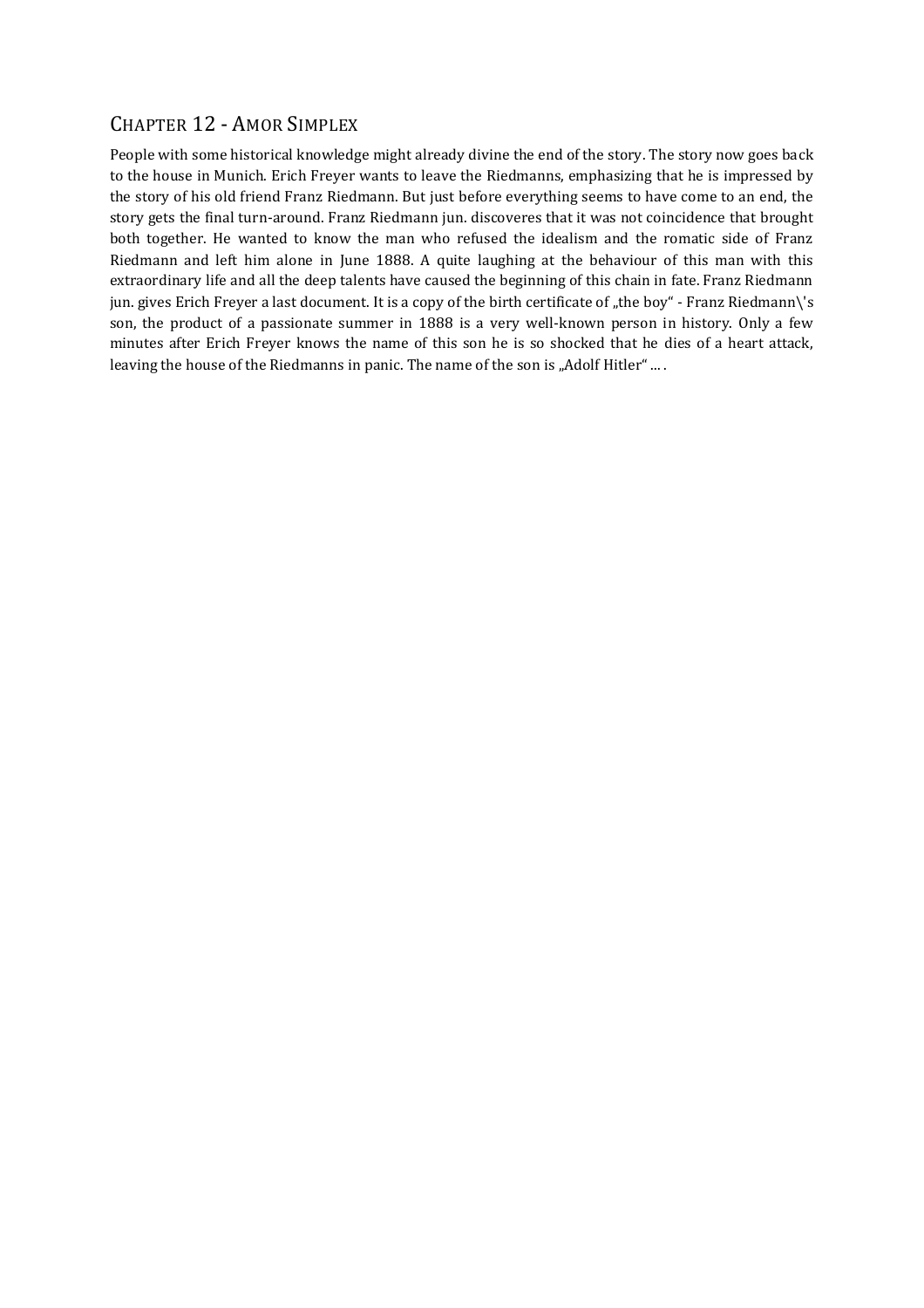## Chapter 12 - Amor Simplex

People with some historical knowledge might already divine the end of the story. The story now goes back to the house in Munich. Erich Freyer wants to leave the Riedmanns, emphasizing that he is impressed by the story of his old friend Franz Riedmann. But just before everything seems to have come to an end, the story gets the final turn-around. Franz Riedmann jun. discoveres that it was not coincidence that brought both together. He wanted to know the man who refused the idealism and the romatic side of Franz Riedmann and left him alone in June 1888. A quite laughing at the behaviour of this man with this extraordinary life and all the deep talents have caused the beginning of this chain in fate. Franz Riedmann jun. gives Erich Freyer a last document. It is a copy of the birth certificate of „the boy" - Franz Riedmann\'s son, the product of a passionate summer in 1888 is a very well-known person in history. Only a few minutes after Erich Freyer knows the name of this son he is so shocked that he dies of a heart attack, leaving the house of the Riedmanns in panic. The name of the son is „Adolf Hitler" ... .